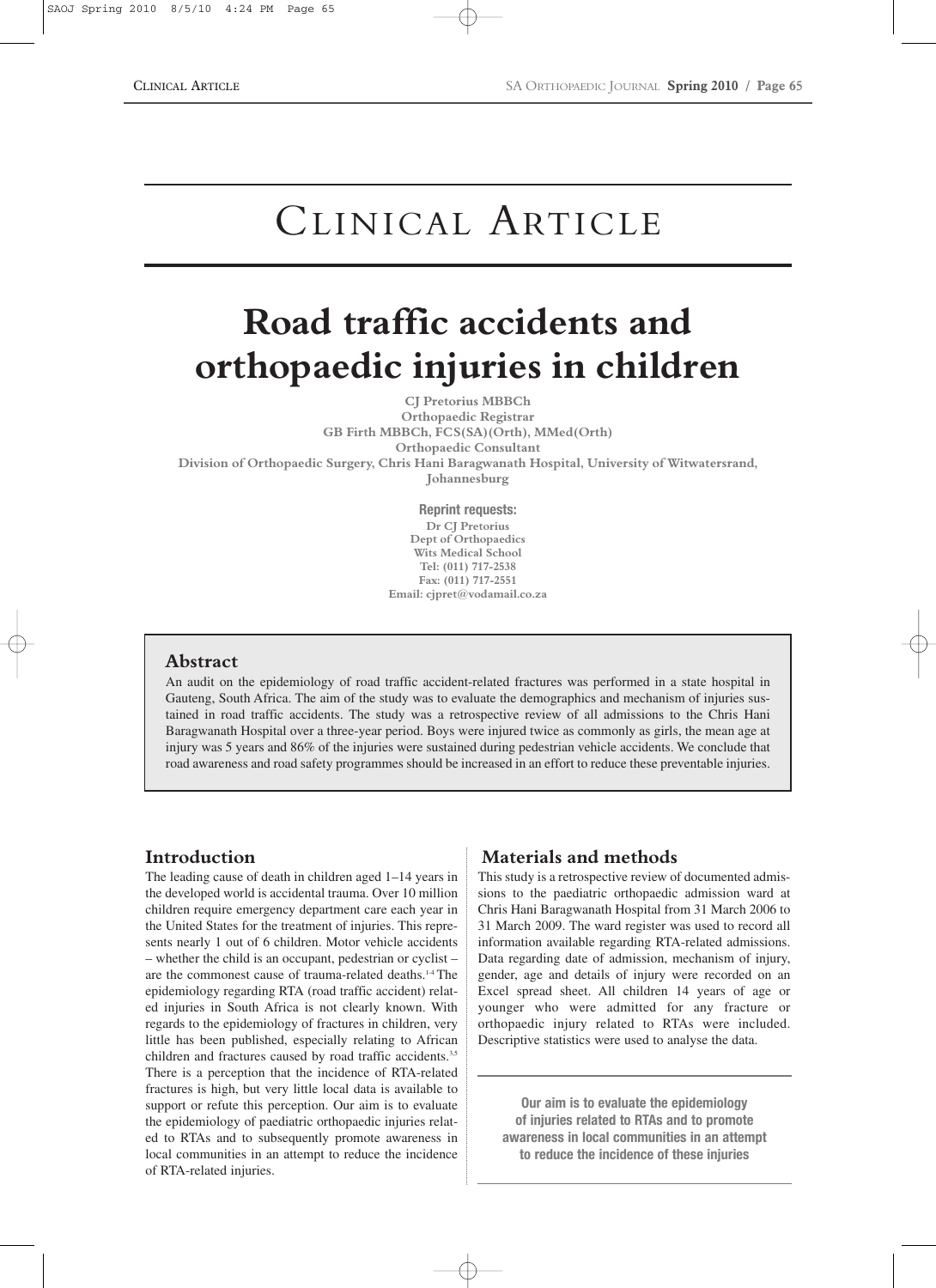# Clinical Article

# Road traffic accidents and orthopaedic injuries in children

**CJ Pretorius MBBCh**
**Orthopaedic Registrar**
**GB Firth MBBCh, FCS(SA)(Orth), MMed(Orth)**
**Orthopaedic Consultant**
**Division of Orthopaedic Surgery, Chris Hani Baragwanath Hospital, University of Witwatersrand, Johannesburg**

**Reprint requests:**
Dr CJ Pretorius
Dept of Orthopaedics
Wits Medical School
Tel: (011) 717-2538
Fax: (011) 717-2551
Email: cjpret@vodamail.co.za

## Abstract

An audit on the epidemiology of road traffic accident-related fractures was performed in a state hospital in Gauteng, South Africa. The aim of the study was to evaluate the demographics and mechanism of injuries sustained in road traffic accidents. The study was a retrospective review of all admissions to the Chris Hani Baragwanath Hospital over a three-year period. Boys were injured twice as commonly as girls, the mean age at injury was 5 years and 86% of the injuries were sustained during pedestrian vehicle accidents. We conclude that road awareness and road safety programmes should be increased in an effort to reduce these preventable injuries.

## Introduction

The leading cause of death in children aged 1–14 years in the developed world is accidental trauma. Over 10 million children require emergency department care each year in the United States for the treatment of injuries. This represents nearly 1 out of 6 children. Motor vehicle accidents – whether the child is an occupant, pedestrian or cyclist – are the commonest cause of trauma-related deaths.[1-4] The epidemiology regarding RTA (road traffic accident) related injuries in South Africa is not clearly known. With regards to the epidemiology of fractures in children, very little has been published, especially relating to African children and fractures caused by road traffic accidents.[3,5] There is a perception that the incidence of RTA-related fractures is high, but very little local data is available to support or refute this perception. Our aim is to evaluate the epidemiology of paediatric orthopaedic injuries related to RTAs and to subsequently promote awareness in local communities in an attempt to reduce the incidence of RTA-related injuries.

## Materials and methods

This study is a retrospective review of documented admissions to the paediatric orthopaedic admission ward at Chris Hani Baragwanath Hospital from 31 March 2006 to 31 March 2009. The ward register was used to record all information available regarding RTA-related admissions. Data regarding date of admission, mechanism of injury, gender, age and details of injury were recorded on an Excel spread sheet. All children 14 years of age or younger who were admitted for any fracture or orthopaedic injury related to RTAs were included. Descriptive statistics were used to analyse the data.

**Our aim is to evaluate the epidemiology of injuries related to RTAs and to promote awareness in local communities in an attempt to reduce the incidence of these injuries**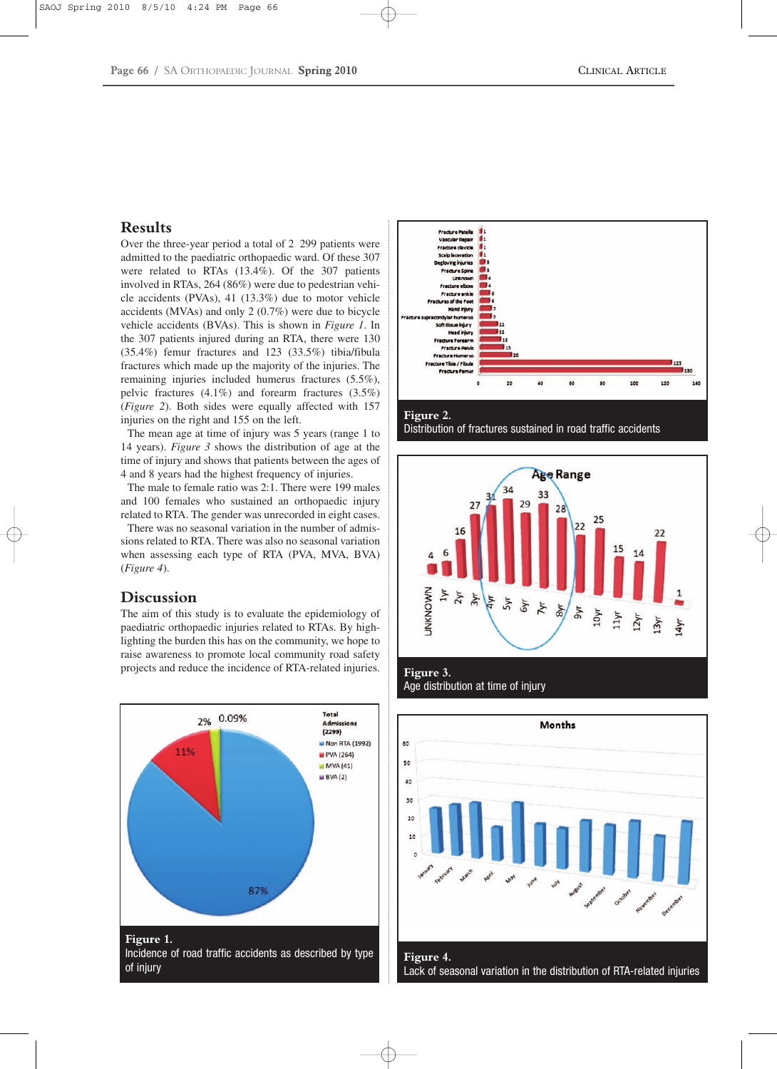## Results

Over the three-year period a total of 2 299 patients were admitted to the paediatric orthopaedic ward. Of these 307 were related to RTAs (13.4%). Of the 307 patients involved in RTAs, 264 (86%) were due to pedestrian vehicle accidents (PVAs), 41 (13.3%) due to motor vehicle accidents (MVAs) and only 2 (0.7%) were due to bicycle vehicle accidents (BVAs). This is shown in *Figure 1*. In the 307 patients injured during an RTA, there were 130 (35.4%) femur fractures and 123 (33.5%) tibia/fibula fractures which made up the majority of the injuries. The remaining injuries included humerus fractures (5.5%), pelvic fractures (4.1%) and forearm fractures (3.5%) (*Figure 2*). Both sides were equally affected with 157 injuries on the right and 155 on the left.

The mean age at time of injury was 5 years (range 1 to 14 years). *Figure 3* shows the distribution of age at the time of injury and shows that patients between the ages of 4 and 8 years had the highest frequency of injuries.

The male to female ratio was 2:1. There were 199 males and 100 females who sustained an orthopaedic injury related to RTA. The gender was unrecorded in eight cases.

There was no seasonal variation in the number of admissions related to RTA. There was also no seasonal variation when assessing each type of RTA (PVA, MVA, BVA) (*Figure 4*).

## Discussion

The aim of this study is to evaluate the epidemiology of paediatric orthopaedic injuries related to RTAs. By highlighting the burden this has on the community, we hope to raise awareness to promote local community road safety projects and reduce the incidence of RTA-related injuries.

**Figure 1.**
Incidence of road traffic accidents as described by type of injury

**Figure 2.**
Distribution of fractures sustained in road traffic accidents

**Figure 3.**
Age distribution at time of injury

**Figure 4.**
Lack of seasonal variation in the distribution of RTA-related injuries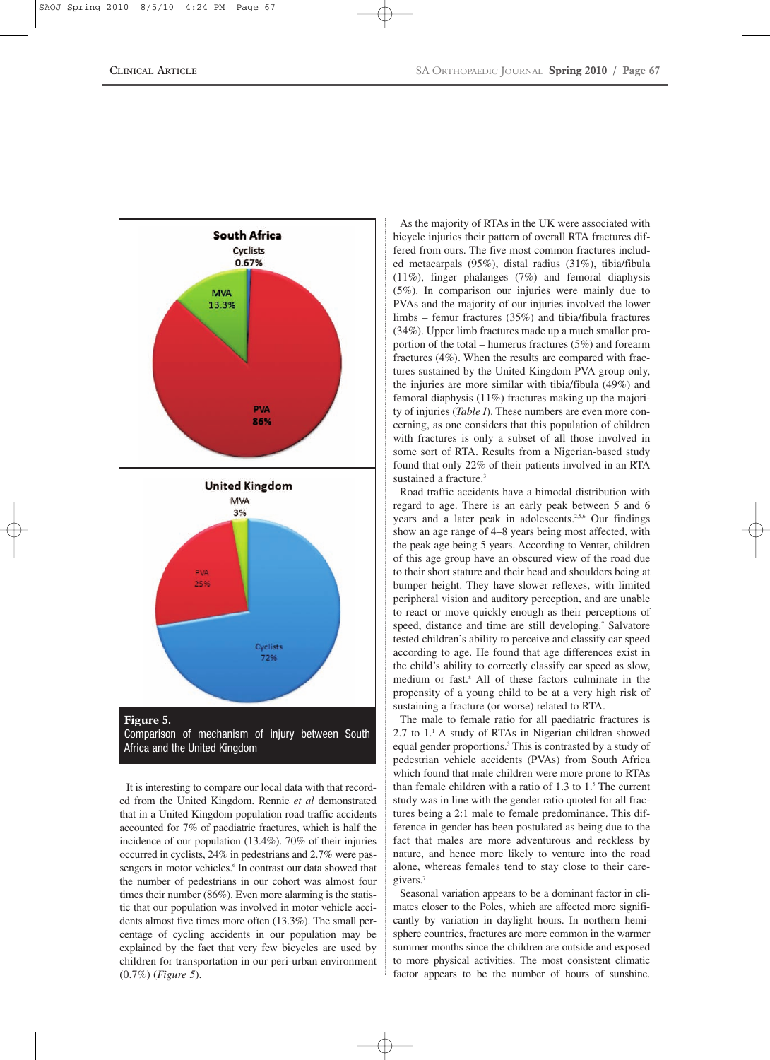South Africa

Cyclists 0.67%

MVA 13.3%

PVA 86%

United Kingdom

MVA 3%

PVA 25%

Cyclists 72%

**Figure 5.**
Comparison of mechanism of injury between South Africa and the United Kingdom

It is interesting to compare our local data with that recorded from the United Kingdom. Rennie *et al* demonstrated that in a United Kingdom population road traffic accidents accounted for 7% of paediatric fractures, which is half the incidence of our population (13.4%). 70% of their injuries occurred in cyclists, 24% in pedestrians and 2.7% were passengers in motor vehicles.[6] In contrast our data showed that the number of pedestrians in our cohort was almost four times their number (86%). Even more alarming is the statistic that our population was involved in motor vehicle accidents almost five times more often (13.3%). The small percentage of cycling accidents in our population may be explained by the fact that very few bicycles are used by children for transportation in our peri-urban environment (0.7%) (*Figure 5*).

As the majority of RTAs in the UK were associated with bicycle injuries their pattern of overall RTA fractures differed from ours. The five most common fractures included metacarpals (95%), distal radius (31%), tibia/fibula (11%), finger phalanges (7%) and femoral diaphysis (5%). In comparison our injuries were mainly due to PVAs and the majority of our injuries involved the lower limbs – femur fractures (35%) and tibia/fibula fractures (34%). Upper limb fractures made up a much smaller proportion of the total – humerus fractures (5%) and forearm fractures (4%). When the results are compared with fractures sustained by the United Kingdom PVA group only, the injuries are more similar with tibia/fibula (49%) and femoral diaphysis (11%) fractures making up the majority of injuries (*Table I*). These numbers are even more concerning, as one considers that this population of children with fractures is only a subset of all those involved in some sort of RTA. Results from a Nigerian-based study found that only 22% of their patients involved in an RTA sustained a fracture.[3]

Road traffic accidents have a bimodal distribution with regard to age. There is an early peak between 5 and 6 years and a later peak in adolescents.[2,5,6] Our findings show an age range of 4–8 years being most affected, with the peak age being 5 years. According to Venter, children of this age group have an obscured view of the road due to their short stature and their head and shoulders being at bumper height. They have slower reflexes, with limited peripheral vision and auditory perception, and are unable to react or move quickly enough as their perceptions of speed, distance and time are still developing.[7] Salvatore tested children's ability to perceive and classify car speed according to age. He found that age differences exist in the child's ability to correctly classify car speed as slow, medium or fast.[8] All of these factors culminate in the propensity of a young child to be at a very high risk of sustaining a fracture (or worse) related to RTA.

The male to female ratio for all paediatric fractures is 2.7 to 1.[1] A study of RTAs in Nigerian children showed equal gender proportions.[3] This is contrasted by a study of pedestrian vehicle accidents (PVAs) from South Africa which found that male children were more prone to RTAs than female children with a ratio of 1.3 to 1.[5] The current study was in line with the gender ratio quoted for all fractures being a 2:1 male to female predominance. This difference in gender has been postulated as being due to the fact that males are more adventurous and reckless by nature, and hence more likely to venture into the road alone, whereas females tend to stay close to their caregivers.[7]

Seasonal variation appears to be a dominant factor in climates closer to the Poles, which are affected more significantly by variation in daylight hours. In northern hemisphere countries, fractures are more common in the warmer summer months since the children are outside and exposed to more physical activities. The most consistent climatic factor appears to be the number of hours of sunshine.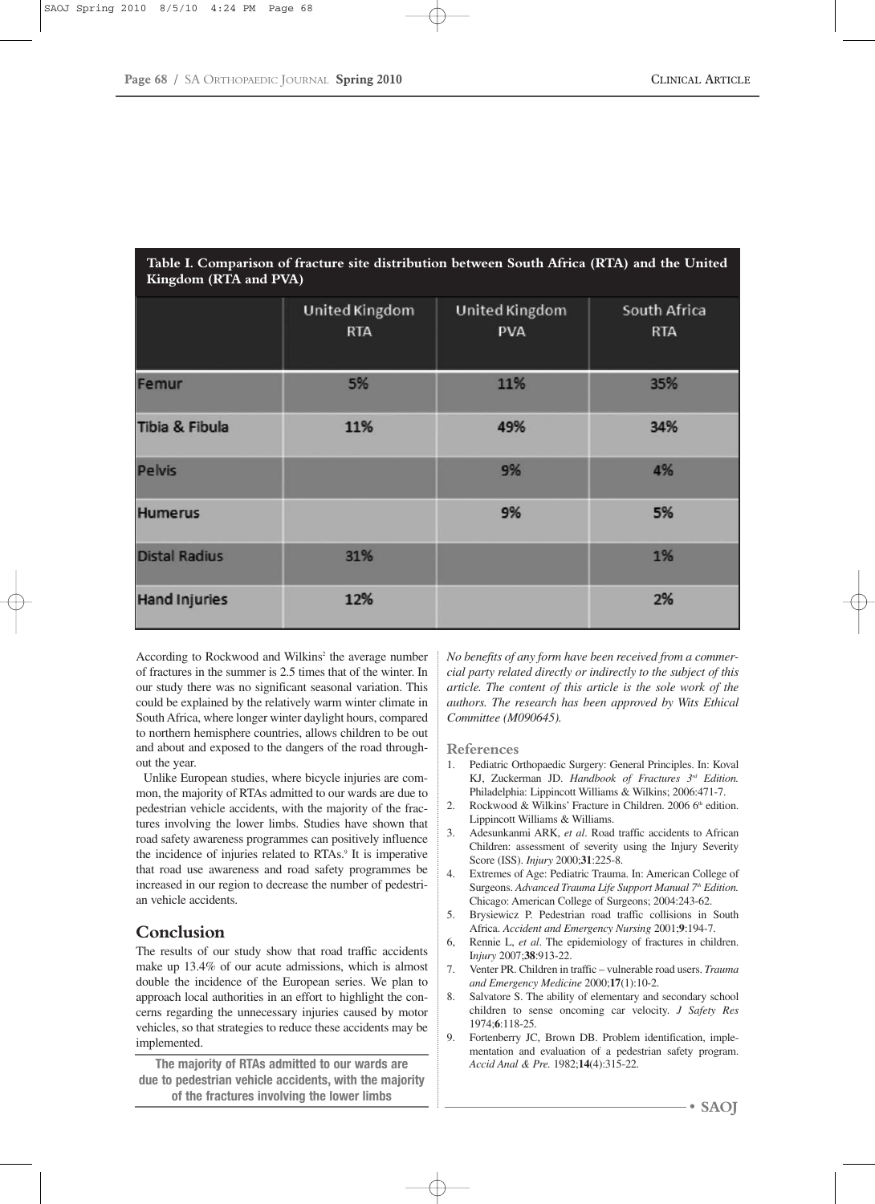**Table I. Comparison of fracture site distribution between South Africa (RTA) and the United Kingdom (RTA and PVA)**

| | United Kingdom RTA | United Kingdom PVA | South Africa RTA |
|---|---|---|---|
| Femur | 5% | 11% | 35% |
| Tibia & Fibula | 11% | 49% | 34% |
| Pelvis | | 9% | 4% |
| Humerus | | 9% | 5% |
| Distal Radius | 31% | | 1% |
| Hand Injuries | 12% | | 2% |

According to Rockwood and Wilkins[2] the average number of fractures in the summer is 2.5 times that of the winter. In our study there was no significant seasonal variation. This could be explained by the relatively warm winter climate in South Africa, where longer winter daylight hours, compared to northern hemisphere countries, allows children to be out and about and exposed to the dangers of the road throughout the year.

Unlike European studies, where bicycle injuries are common, the majority of RTAs admitted to our wards are due to pedestrian vehicle accidents, with the majority of the fractures involving the lower limbs. Studies have shown that road safety awareness programmes can positively influence the incidence of injuries related to RTAs.[9] It is imperative that road use awareness and road safety programmes be increased in our region to decrease the number of pedestrian vehicle accidents.

## Conclusion

The results of our study show that road traffic accidents make up 13.4% of our acute admissions, which is almost double the incidence of the European series. We plan to approach local authorities in an effort to highlight the concerns regarding the unnecessary injuries caused by motor vehicles, so that strategies to reduce these accidents may be implemented.

**The majority of RTAs admitted to our wards are due to pedestrian vehicle accidents, with the majority of the fractures involving the lower limbs**

*No benefits of any form have been received from a commercial party related directly or indirectly to the subject of this article. The content of this article is the sole work of the authors. The research has been approved by Wits Ethical Committee (M090645).*

### References

1. Pediatric Orthopaedic Surgery: General Principles. In: Koval KJ, Zuckerman JD. *Handbook of Fractures 3rd Edition.* Philadelphia: Lippincott Williams & Wilkins; 2006:471-7.
2. Rockwood & Wilkins' Fracture in Children. 2006 6th edition. Lippincott Williams & Williams.
3. Adesunkanmi ARK, *et al*. Road traffic accidents to African Children: assessment of severity using the Injury Severity Score (ISS). *Injury* 2000;**31**:225-8.
4. Extremes of Age: Pediatric Trauma. In: American College of Surgeons. *Advanced Trauma Life Support Manual 7th Edition.* Chicago: American College of Surgeons; 2004:243-62.
5. Brysiewicz P. Pedestrian road traffic collisions in South Africa. *Accident and Emergency Nursing* 2001;**9**:194-7.
6. Rennie L, *et al*. The epidemiology of fractures in children. I*njury* 2007;**38**:913-22.
7. Venter PR. Children in traffic – vulnerable road users. *Trauma and Emergency Medicine* 2000;**17**(1):10-2.
8. Salvatore S. The ability of elementary and secondary school children to sense oncoming car velocity. *J Safety Res* 1974;**6**:118-25.
9. Fortenberry JC, Brown DB. Problem identification, implementation and evaluation of a pedestrian safety program. *Accid Anal & Pre.* 1982;**14**(4):315-22.